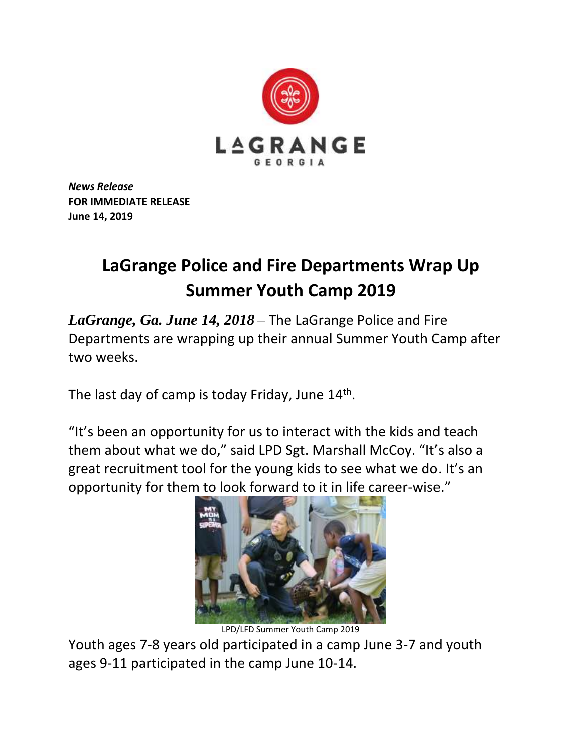*News Release*
**FOR IMMEDIATE RELEASE**
**June 14, 2019**

# LaGrange Police and Fire Departments Wrap Up Summer Youth Camp 2019

***LaGrange, Ga. June 14, 2018*** – The LaGrange Police and Fire Departments are wrapping up their annual Summer Youth Camp after two weeks.

The last day of camp is today Friday, June 14th.

"It's been an opportunity for us to interact with the kids and teach them about what we do," said LPD Sgt. Marshall McCoy. "It's also a great recruitment tool for the young kids to see what we do. It's an opportunity for them to look forward to it in life career-wise."

LPD/LFD Summer Youth Camp 2019

Youth ages 7-8 years old participated in a camp June 3-7 and youth ages 9-11 participated in the camp June 10-14.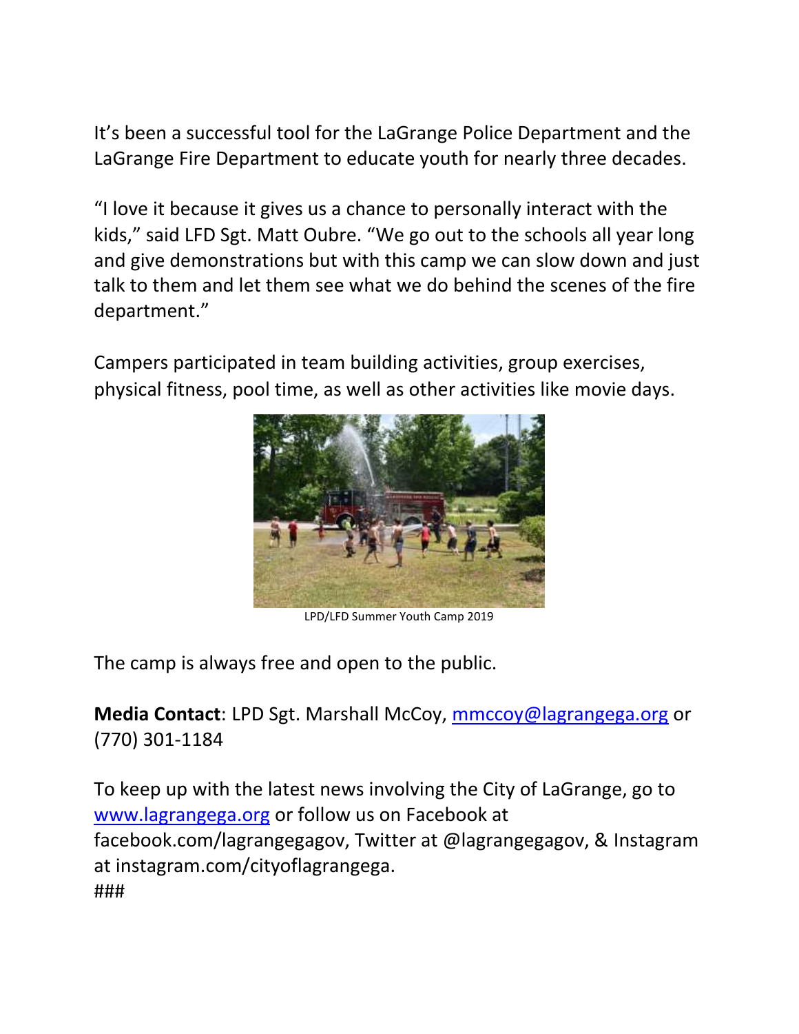It's been a successful tool for the LaGrange Police Department and the LaGrange Fire Department to educate youth for nearly three decades.

"I love it because it gives us a chance to personally interact with the kids," said LFD Sgt. Matt Oubre. "We go out to the schools all year long and give demonstrations but with this camp we can slow down and just talk to them and let them see what we do behind the scenes of the fire department."

Campers participated in team building activities, group exercises, physical fitness, pool time, as well as other activities like movie days.

LPD/LFD Summer Youth Camp 2019

The camp is always free and open to the public.

**Media Contact**: LPD Sgt. Marshall McCoy, mmccoy@lagrangega.org or (770) 301-1184

To keep up with the latest news involving the City of LaGrange, go to www.lagrangega.org or follow us on Facebook at facebook.com/lagrangegagov, Twitter at @lagrangegagov, & Instagram at instagram.com/cityoflagrangega.
###